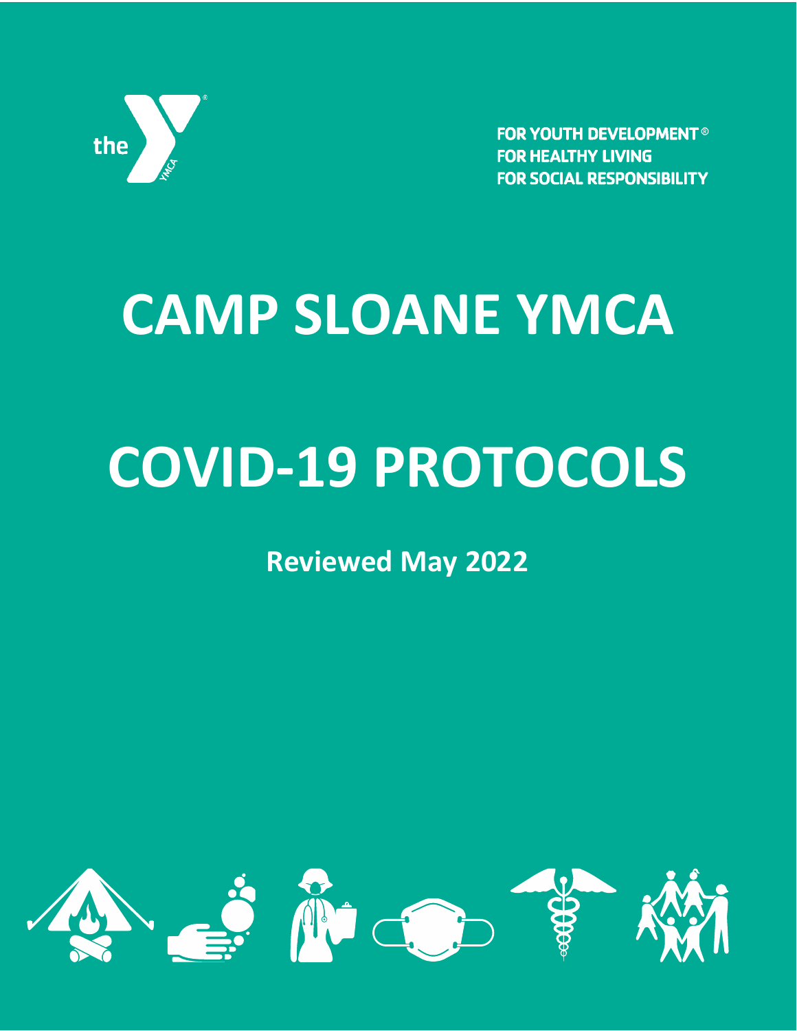the YMCA

FOR YOUTH DEVELOPMENT®
FOR HEALTHY LIVING
FOR SOCIAL RESPONSIBILITY

# CAMP SLOANE YMCA

# COVID-19 PROTOCOLS

**Reviewed May 2022**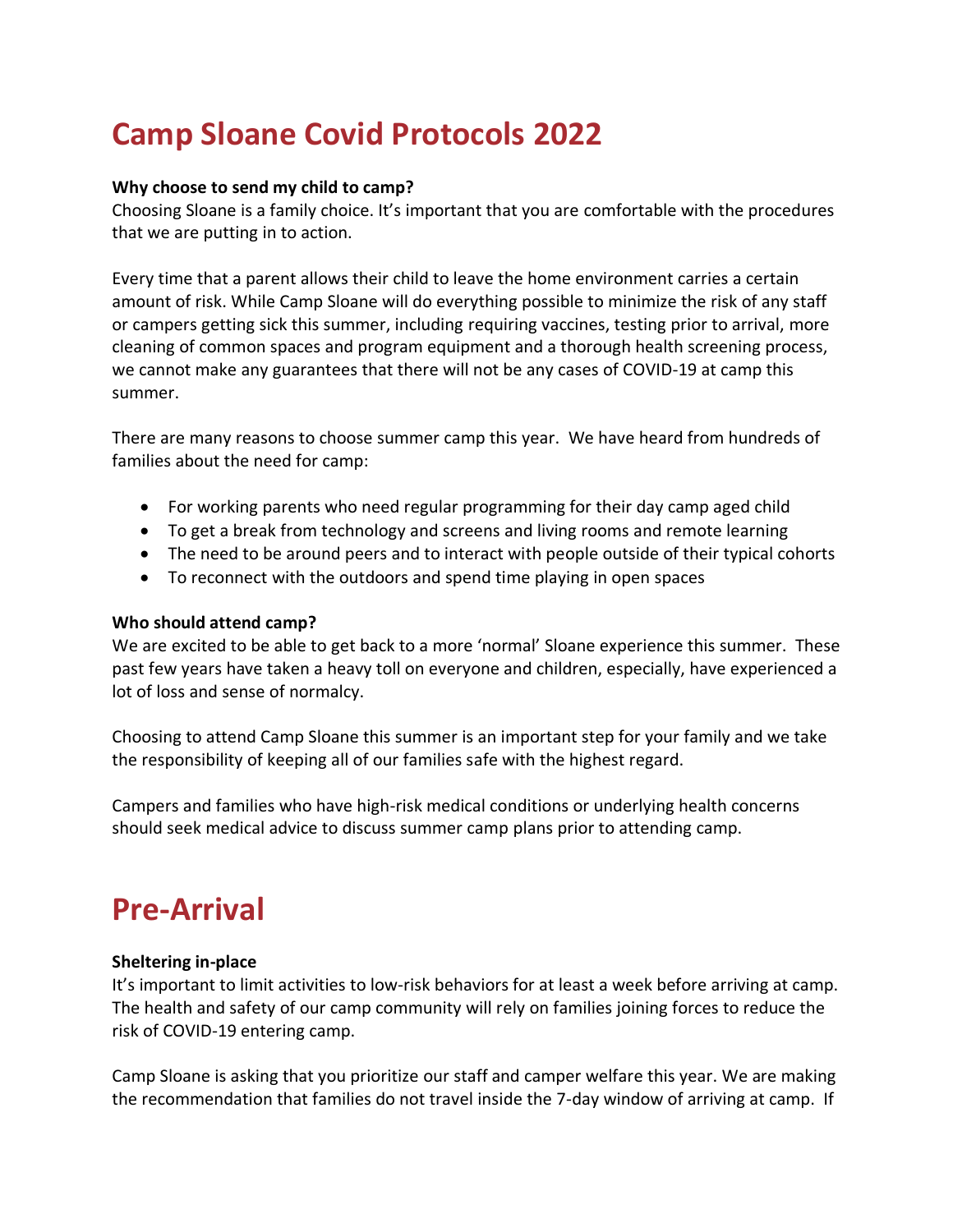# Camp Sloane Covid Protocols 2022

**Why choose to send my child to camp?**
Choosing Sloane is a family choice. It's important that you are comfortable with the procedures that we are putting in to action.

Every time that a parent allows their child to leave the home environment carries a certain amount of risk. While Camp Sloane will do everything possible to minimize the risk of any staff or campers getting sick this summer, including requiring vaccines, testing prior to arrival, more cleaning of common spaces and program equipment and a thorough health screening process, we cannot make any guarantees that there will not be any cases of COVID-19 at camp this summer.

There are many reasons to choose summer camp this year. We have heard from hundreds of families about the need for camp:

- For working parents who need regular programming for their day camp aged child
- To get a break from technology and screens and living rooms and remote learning
- The need to be around peers and to interact with people outside of their typical cohorts
- To reconnect with the outdoors and spend time playing in open spaces

**Who should attend camp?**
We are excited to be able to get back to a more 'normal' Sloane experience this summer. These past few years have taken a heavy toll on everyone and children, especially, have experienced a lot of loss and sense of normalcy.

Choosing to attend Camp Sloane this summer is an important step for your family and we take the responsibility of keeping all of our families safe with the highest regard.

Campers and families who have high-risk medical conditions or underlying health concerns should seek medical advice to discuss summer camp plans prior to attending camp.

# Pre-Arrival

**Sheltering in-place**
It's important to limit activities to low-risk behaviors for at least a week before arriving at camp. The health and safety of our camp community will rely on families joining forces to reduce the risk of COVID-19 entering camp.

Camp Sloane is asking that you prioritize our staff and camper welfare this year. We are making the recommendation that families do not travel inside the 7-day window of arriving at camp. If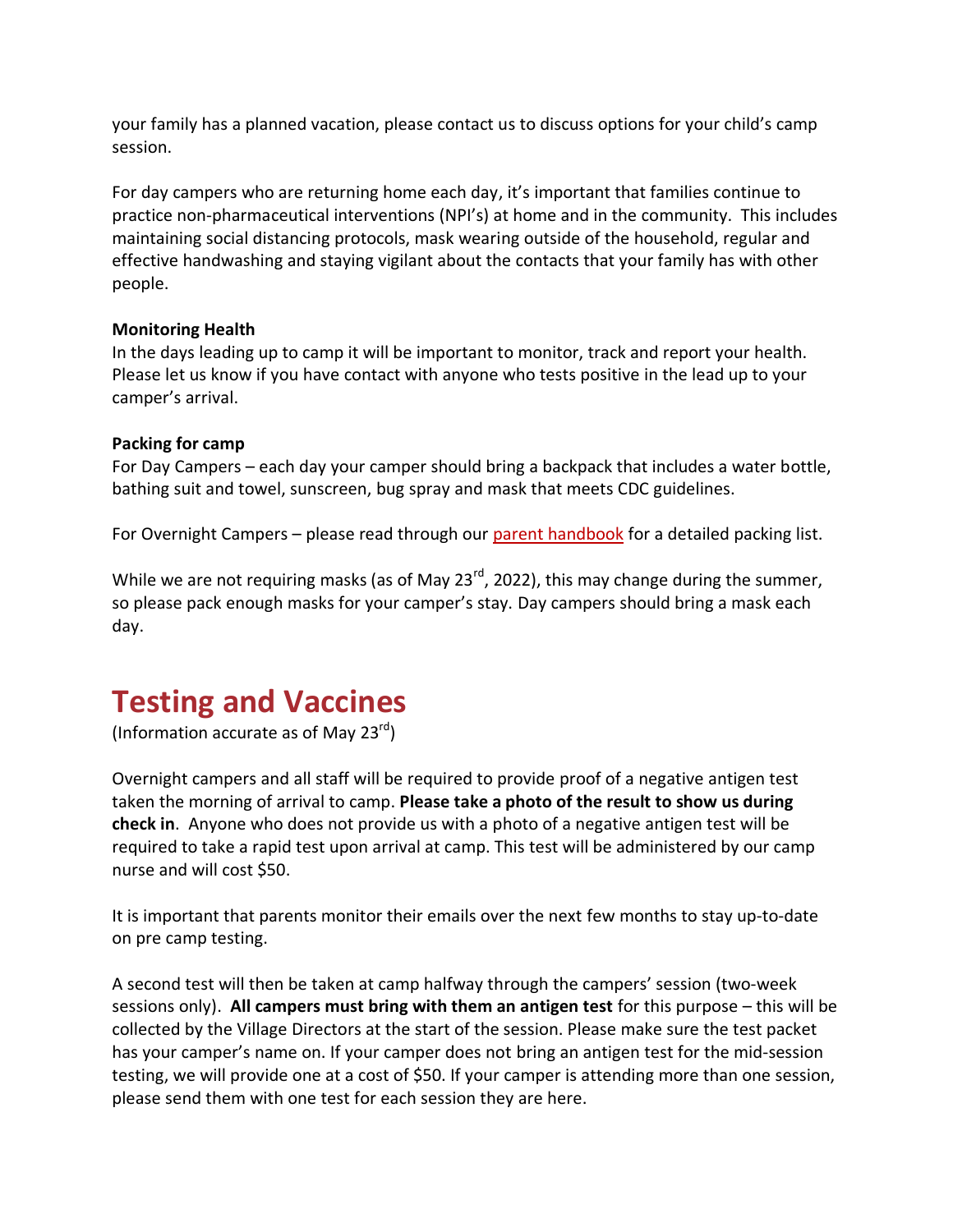your family has a planned vacation, please contact us to discuss options for your child's camp session.

For day campers who are returning home each day, it's important that families continue to practice non-pharmaceutical interventions (NPI's) at home and in the community. This includes maintaining social distancing protocols, mask wearing outside of the household, regular and effective handwashing and staying vigilant about the contacts that your family has with other people.

**Monitoring Health**

In the days leading up to camp it will be important to monitor, track and report your health. Please let us know if you have contact with anyone who tests positive in the lead up to your camper's arrival.

**Packing for camp**

For Day Campers – each day your camper should bring a backpack that includes a water bottle, bathing suit and towel, sunscreen, bug spray and mask that meets CDC guidelines.

For Overnight Campers – please read through our parent handbook for a detailed packing list.

While we are not requiring masks (as of May 23rd, 2022), this may change during the summer, so please pack enough masks for your camper's stay. Day campers should bring a mask each day.

# Testing and Vaccines

(Information accurate as of May 23rd)

Overnight campers and all staff will be required to provide proof of a negative antigen test taken the morning of arrival to camp. **Please take a photo of the result to show us during check in**. Anyone who does not provide us with a photo of a negative antigen test will be required to take a rapid test upon arrival at camp. This test will be administered by our camp nurse and will cost $50.

It is important that parents monitor their emails over the next few months to stay up-to-date on pre camp testing.

A second test will then be taken at camp halfway through the campers' session (two-week sessions only). **All campers must bring with them an antigen test** for this purpose – this will be collected by the Village Directors at the start of the session. Please make sure the test packet has your camper's name on. If your camper does not bring an antigen test for the mid-session testing, we will provide one at a cost of $50. If your camper is attending more than one session, please send them with one test for each session they are here.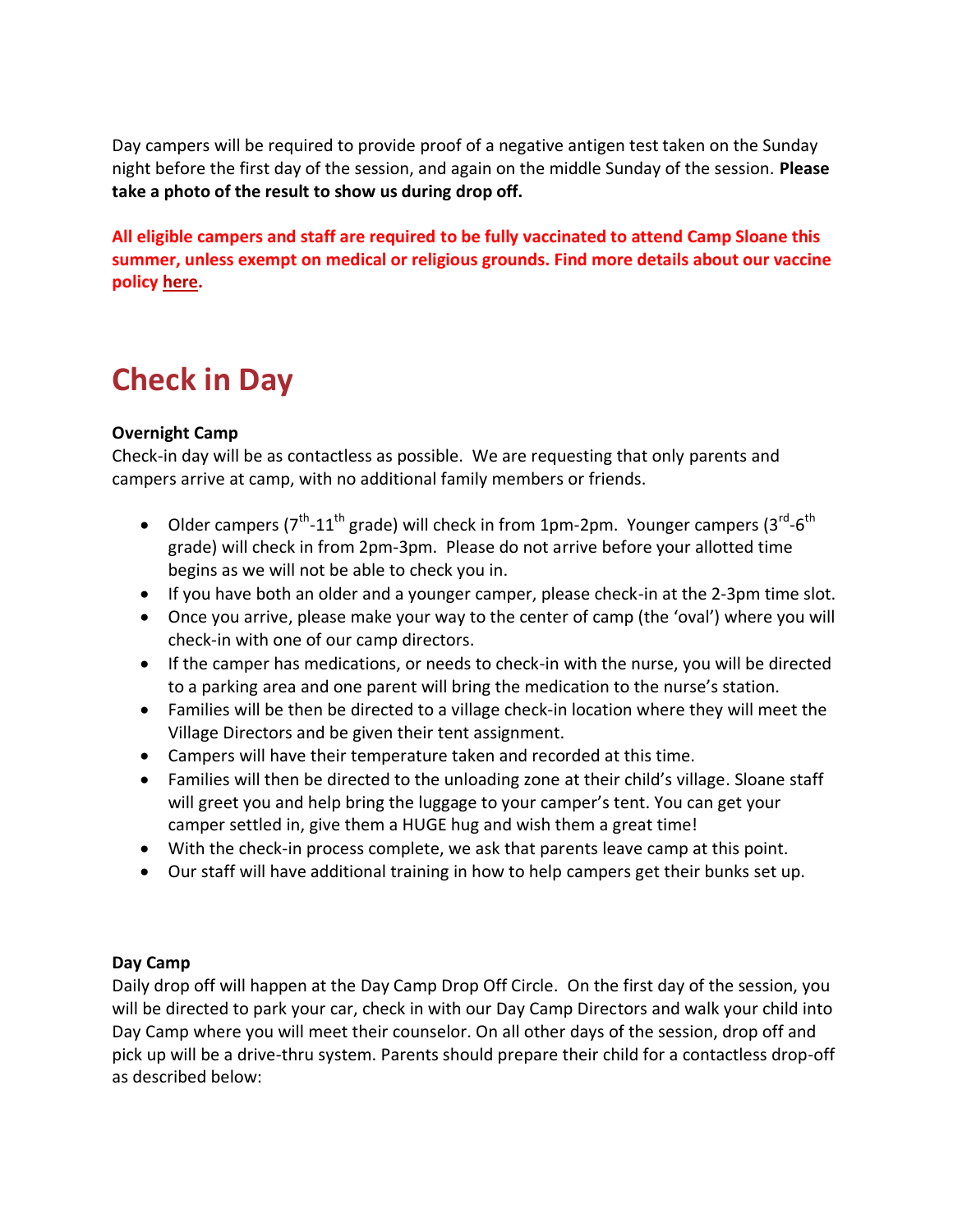Day campers will be required to provide proof of a negative antigen test taken on the Sunday night before the first day of the session, and again on the middle Sunday of the session. **Please take a photo of the result to show us during drop off.**

**All eligible campers and staff are required to be fully vaccinated to attend Camp Sloane this summer, unless exempt on medical or religious grounds. Find more details about our vaccine policy here.**

# Check in Day

**Overnight Camp**
Check-in day will be as contactless as possible. We are requesting that only parents and campers arrive at camp, with no additional family members or friends.

- Older campers (7th-11th grade) will check in from 1pm-2pm. Younger campers (3rd-6th grade) will check in from 2pm-3pm. Please do not arrive before your allotted time begins as we will not be able to check you in.
- If you have both an older and a younger camper, please check-in at the 2-3pm time slot.
- Once you arrive, please make your way to the center of camp (the 'oval') where you will check-in with one of our camp directors.
- If the camper has medications, or needs to check-in with the nurse, you will be directed to a parking area and one parent will bring the medication to the nurse's station.
- Families will be then be directed to a village check-in location where they will meet the Village Directors and be given their tent assignment.
- Campers will have their temperature taken and recorded at this time.
- Families will then be directed to the unloading zone at their child's village. Sloane staff will greet you and help bring the luggage to your camper's tent. You can get your camper settled in, give them a HUGE hug and wish them a great time!
- With the check-in process complete, we ask that parents leave camp at this point.
- Our staff will have additional training in how to help campers get their bunks set up.

**Day Camp**
Daily drop off will happen at the Day Camp Drop Off Circle. On the first day of the session, you will be directed to park your car, check in with our Day Camp Directors and walk your child into Day Camp where you will meet their counselor. On all other days of the session, drop off and pick up will be a drive-thru system. Parents should prepare their child for a contactless drop-off as described below: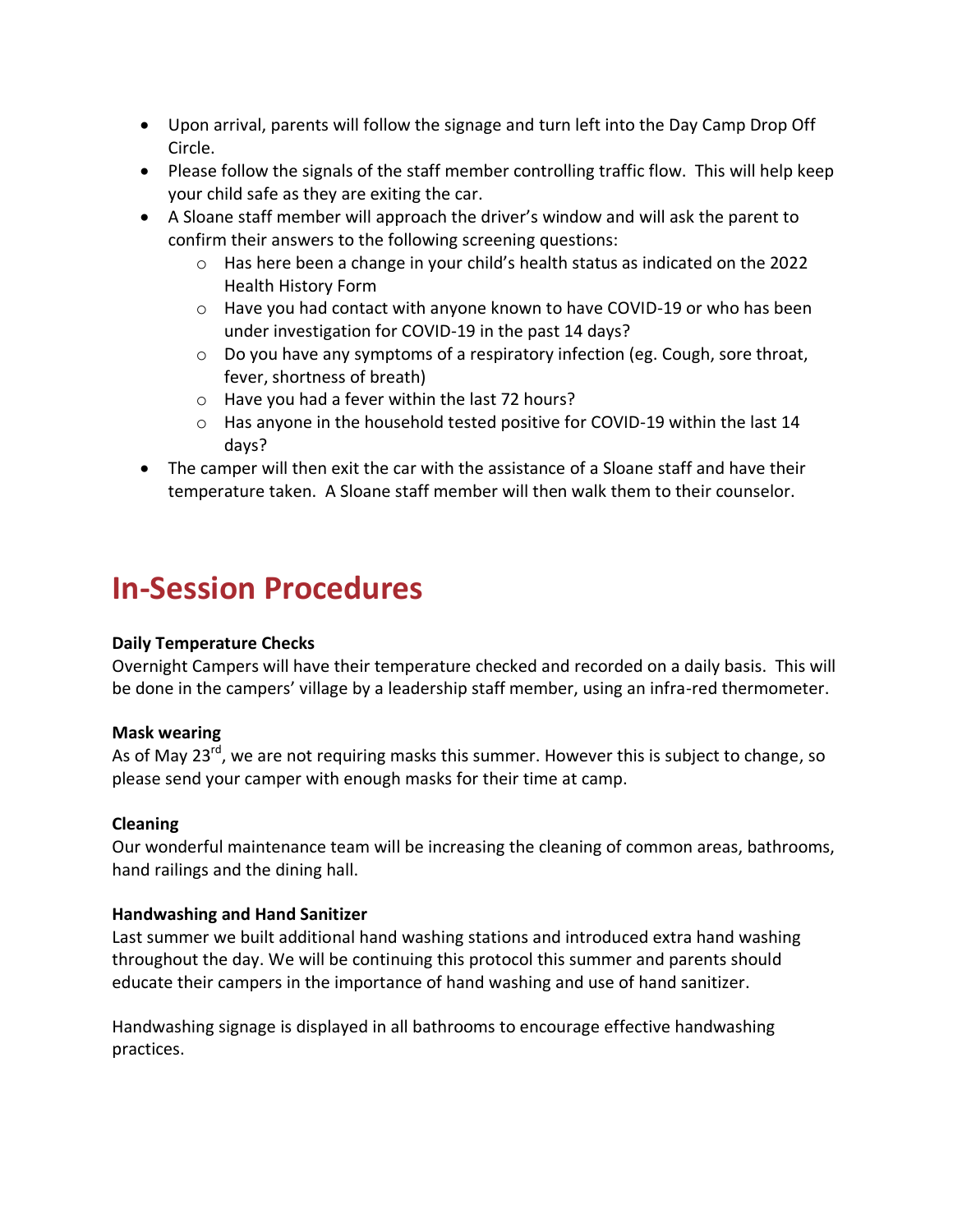- Upon arrival, parents will follow the signage and turn left into the Day Camp Drop Off Circle.
- Please follow the signals of the staff member controlling traffic flow. This will help keep your child safe as they are exiting the car.
- A Sloane staff member will approach the driver's window and will ask the parent to confirm their answers to the following screening questions:
  - Has here been a change in your child's health status as indicated on the 2022 Health History Form
  - Have you had contact with anyone known to have COVID-19 or who has been under investigation for COVID-19 in the past 14 days?
  - Do you have any symptoms of a respiratory infection (eg. Cough, sore throat, fever, shortness of breath)
  - Have you had a fever within the last 72 hours?
  - Has anyone in the household tested positive for COVID-19 within the last 14 days?
- The camper will then exit the car with the assistance of a Sloane staff and have their temperature taken. A Sloane staff member will then walk them to their counselor.

# In-Session Procedures

**Daily Temperature Checks**
Overnight Campers will have their temperature checked and recorded on a daily basis. This will be done in the campers' village by a leadership staff member, using an infra-red thermometer.

**Mask wearing**
As of May 23rd, we are not requiring masks this summer. However this is subject to change, so please send your camper with enough masks for their time at camp.

**Cleaning**
Our wonderful maintenance team will be increasing the cleaning of common areas, bathrooms, hand railings and the dining hall.

**Handwashing and Hand Sanitizer**
Last summer we built additional hand washing stations and introduced extra hand washing throughout the day. We will be continuing this protocol this summer and parents should educate their campers in the importance of hand washing and use of hand sanitizer.

Handwashing signage is displayed in all bathrooms to encourage effective handwashing practices.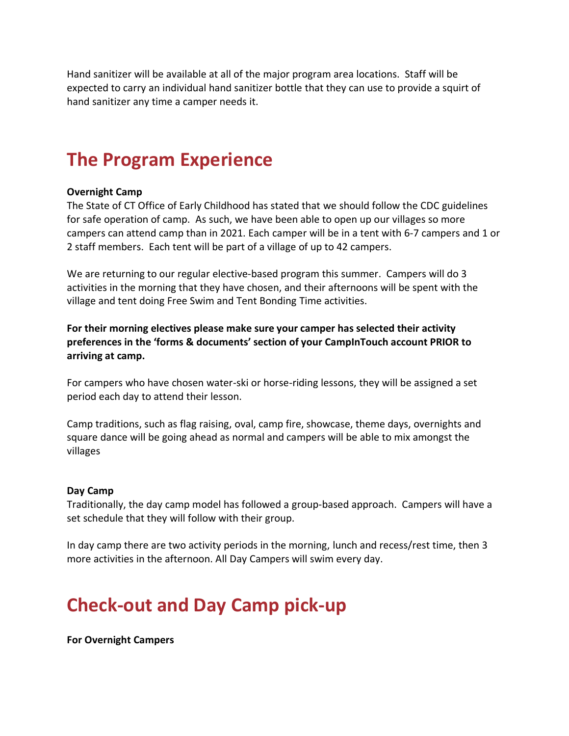Hand sanitizer will be available at all of the major program area locations. Staff will be expected to carry an individual hand sanitizer bottle that they can use to provide a squirt of hand sanitizer any time a camper needs it.

# The Program Experience

**Overnight Camp**
The State of CT Office of Early Childhood has stated that we should follow the CDC guidelines for safe operation of camp. As such, we have been able to open up our villages so more campers can attend camp than in 2021. Each camper will be in a tent with 6-7 campers and 1 or 2 staff members. Each tent will be part of a village of up to 42 campers.

We are returning to our regular elective-based program this summer. Campers will do 3 activities in the morning that they have chosen, and their afternoons will be spent with the village and tent doing Free Swim and Tent Bonding Time activities.

**For their morning electives please make sure your camper has selected their activity preferences in the 'forms & documents' section of your CampInTouch account PRIOR to arriving at camp.**

For campers who have chosen water-ski or horse-riding lessons, they will be assigned a set period each day to attend their lesson.

Camp traditions, such as flag raising, oval, camp fire, showcase, theme days, overnights and square dance will be going ahead as normal and campers will be able to mix amongst the villages

**Day Camp**
Traditionally, the day camp model has followed a group-based approach. Campers will have a set schedule that they will follow with their group.

In day camp there are two activity periods in the morning, lunch and recess/rest time, then 3 more activities in the afternoon. All Day Campers will swim every day.

# Check-out and Day Camp pick-up

**For Overnight Campers**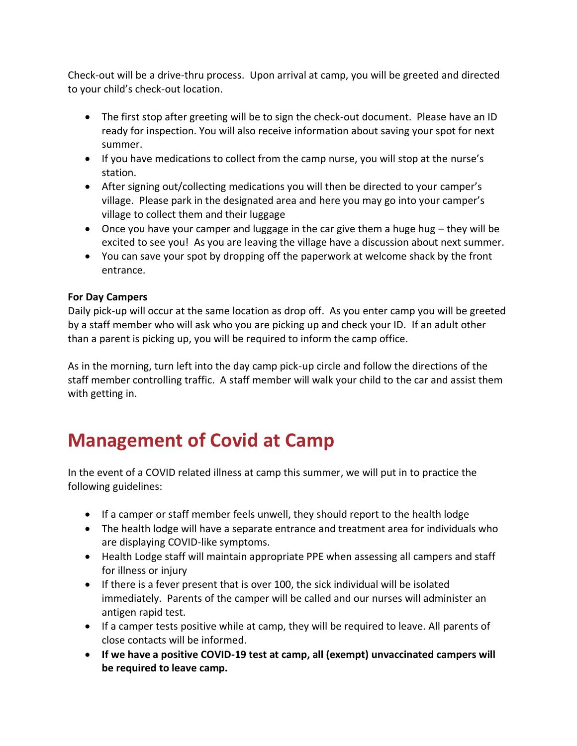Check-out will be a drive-thru process. Upon arrival at camp, you will be greeted and directed to your child's check-out location.

- The first stop after greeting will be to sign the check-out document. Please have an ID ready for inspection. You will also receive information about saving your spot for next summer.
- If you have medications to collect from the camp nurse, you will stop at the nurse's station.
- After signing out/collecting medications you will then be directed to your camper's village. Please park in the designated area and here you may go into your camper's village to collect them and their luggage
- Once you have your camper and luggage in the car give them a huge hug – they will be excited to see you! As you are leaving the village have a discussion about next summer.
- You can save your spot by dropping off the paperwork at welcome shack by the front entrance.

**For Day Campers**
Daily pick-up will occur at the same location as drop off. As you enter camp you will be greeted by a staff member who will ask who you are picking up and check your ID. If an adult other than a parent is picking up, you will be required to inform the camp office.

As in the morning, turn left into the day camp pick-up circle and follow the directions of the staff member controlling traffic. A staff member will walk your child to the car and assist them with getting in.

# Management of Covid at Camp

In the event of a COVID related illness at camp this summer, we will put in to practice the following guidelines:

- If a camper or staff member feels unwell, they should report to the health lodge
- The health lodge will have a separate entrance and treatment area for individuals who are displaying COVID-like symptoms.
- Health Lodge staff will maintain appropriate PPE when assessing all campers and staff for illness or injury
- If there is a fever present that is over 100, the sick individual will be isolated immediately. Parents of the camper will be called and our nurses will administer an antigen rapid test.
- If a camper tests positive while at camp, they will be required to leave. All parents of close contacts will be informed.
- **If we have a positive COVID-19 test at camp, all (exempt) unvaccinated campers will be required to leave camp.**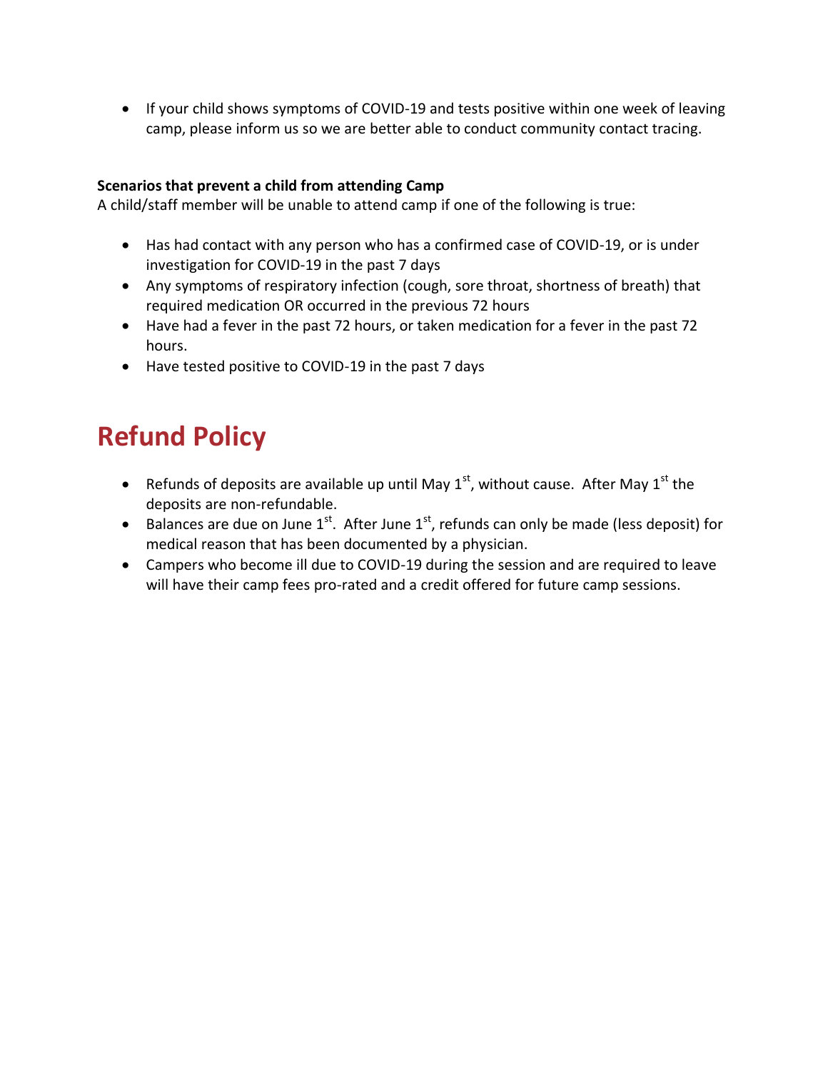- If your child shows symptoms of COVID-19 and tests positive within one week of leaving camp, please inform us so we are better able to conduct community contact tracing.

**Scenarios that prevent a child from attending Camp**

A child/staff member will be unable to attend camp if one of the following is true:

- Has had contact with any person who has a confirmed case of COVID-19, or is under investigation for COVID-19 in the past 7 days
- Any symptoms of respiratory infection (cough, sore throat, shortness of breath) that required medication OR occurred in the previous 72 hours
- Have had a fever in the past 72 hours, or taken medication for a fever in the past 72 hours.
- Have tested positive to COVID-19 in the past 7 days

# Refund Policy

- Refunds of deposits are available up until May 1st, without cause. After May 1st the deposits are non-refundable.
- Balances are due on June 1st. After June 1st, refunds can only be made (less deposit) for medical reason that has been documented by a physician.
- Campers who become ill due to COVID-19 during the session and are required to leave will have their camp fees pro-rated and a credit offered for future camp sessions.